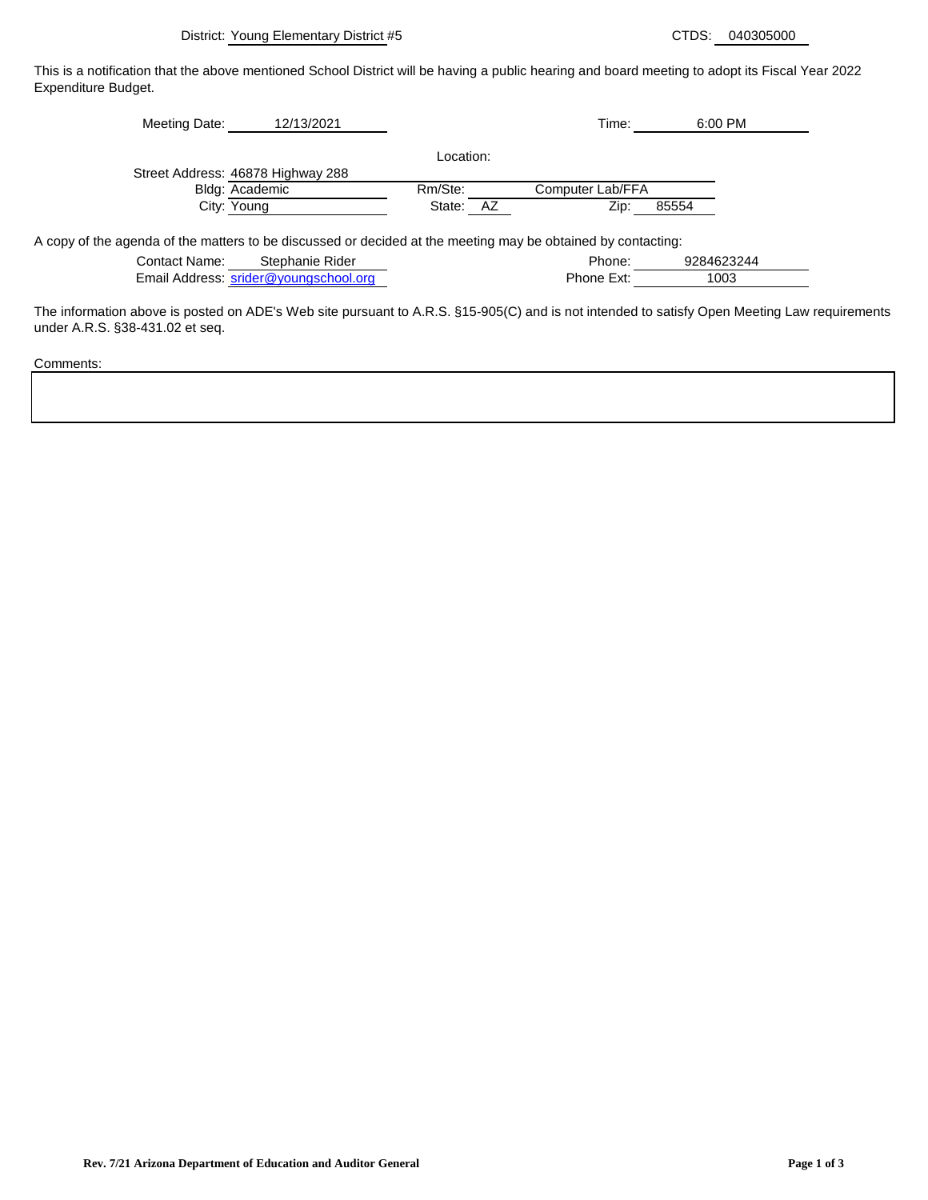District: Young Elementary District #5

CTDS: 040305000

This is a notification that the above mentioned School District will be having a public hearing and board meeting to adopt its Fiscal Year 2022 Expenditure Budget.

Meeting Date: 12/13/2021

Time: 6:00 PM

Location:

Street Address: 46878 Highway 288

Bldg: Academic

Rm/Ste: Computer Lab/FFA

City: Young

State: AZ

Zip: 85554

A copy of the agenda of the matters to be discussed or decided at the meeting may be obtained by contacting:

Contact Name: Stephanie Rider

Phone: 9284623244

Email Address: srider@youngschool.org

Phone Ext: 1003

The information above is posted on ADE's Web site pursuant to A.R.S. §15-905(C) and is not intended to satisfy Open Meeting Law requirements under A.R.S. §38-431.02 et seq.

Comments:

Rev. 7/21 Arizona Department of Education and Auditor General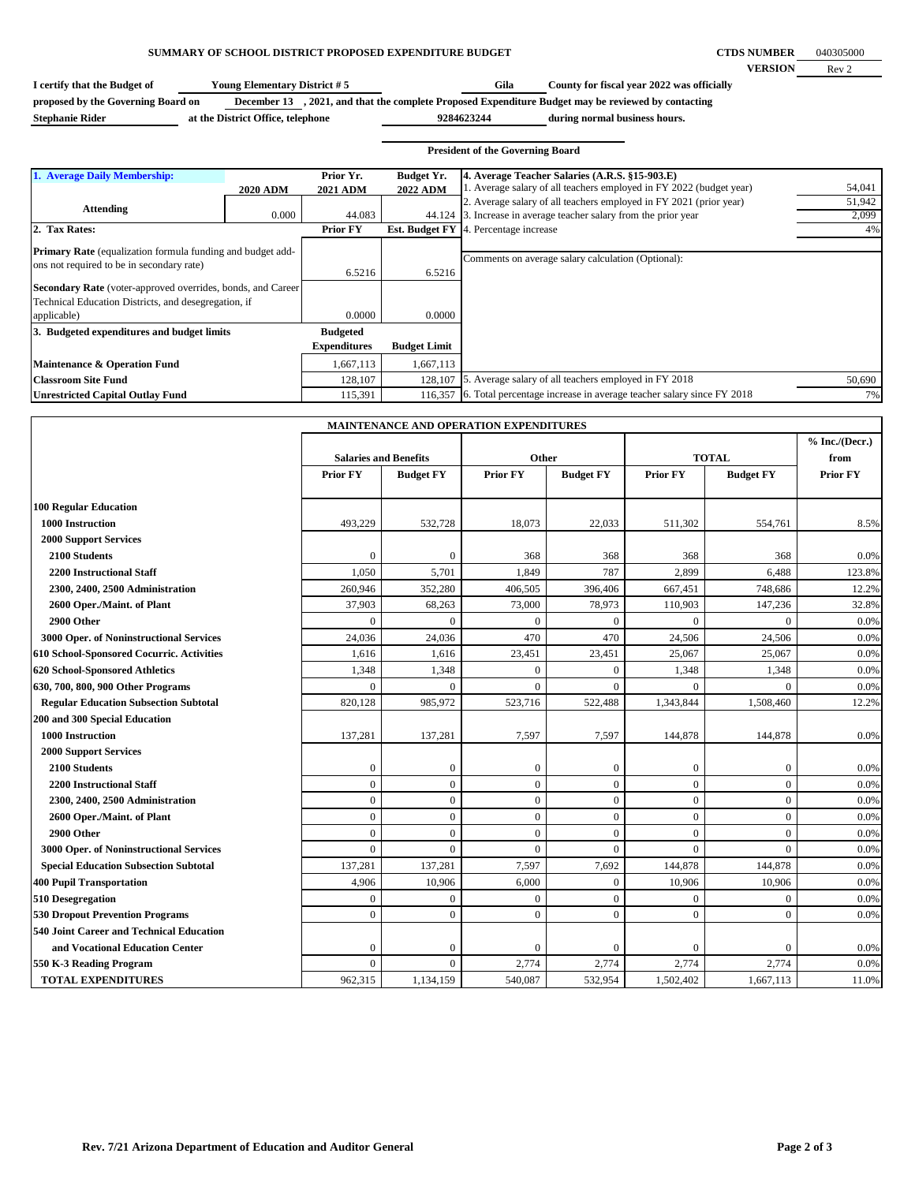**SUMMARY OF SCHOOL DISTRICT PROPOSED EXPENDITURE BUDGET**

**CTDS NUMBER** 040305000
**VERSION** Rev 2

**I certify that the Budget of** **Young Elementary District # 5** **Gila** **County for fiscal year 2022 was officially proposed by the Governing Board on** **December 13 , 2021, and that the complete Proposed Expenditure Budget may be reviewed by contacting** **Stephanie Rider** **at the District Office, telephone** **9284623244** **during normal business hours.**

**President of the Governing Board**

| 1. Average Daily Membership: | 2020 ADM | Prior Yr. 2021 ADM | Budget Yr. 2022 ADM |
|---|---|---|---|
| Attending | 0.000 | 44.083 | 44.124 |
| **2. Tax Rates:** | | **Prior FY** | **Est. Budget FY** |
| **Primary Rate** (equalization formula funding and budget add-ons not required to be in secondary rate) | | 6.5216 | 6.5216 |
| **Secondary Rate** (voter-approved overrides, bonds, and Career Technical Education Districts, and desegregation, if applicable) | | 0.0000 | 0.0000 |
| **3. Budgeted expenditures and budget limits** | | **Budgeted Expenditures** | **Budget Limit** |
| **Maintenance & Operation Fund** | | 1,667,113 | 1,667,113 |
| **Classroom Site Fund** | | 128,107 | 128,107 |
| **Unrestricted Capital Outlay Fund** | | 115,391 | 116,357 |

| 4. Average Teacher Salaries (A.R.S. §15-903.E) | |
|---|---|
| 1. Average salary of all teachers employed in FY 2022 (budget year) | 54,041 |
| 2. Average salary of all teachers employed in FY 2021 (prior year) | 51,942 |
| 3. Increase in average teacher salary from the prior year | 2,099 |
| 4. Percentage increase | 4% |
| Comments on average salary calculation (Optional): | |
| 5. Average salary of all teachers employed in FY 2018 | 50,690 |
| 6. Total percentage increase in average teacher salary since FY 2018 | 7% |

**MAINTENANCE AND OPERATION EXPENDITURES**

| | Salaries and Benefits | | Other | | TOTAL | | % Inc./(Decr.) from |
|---|---|---|---|---|---|---|---|
| | **Prior FY** | **Budget FY** | **Prior FY** | **Budget FY** | **Prior FY** | **Budget FY** | **Prior FY** |
| **100 Regular Education** | | | | | | | |
| **1000 Instruction** | 493,229 | 532,728 | 18,073 | 22,033 | 511,302 | 554,761 | 8.5% |
| **2000 Support Services** | | | | | | | |
| **2100 Students** | 0 | 0 | 368 | 368 | 368 | 368 | 0.0% |
| **2200 Instructional Staff** | 1,050 | 5,701 | 1,849 | 787 | 2,899 | 6,488 | 123.8% |
| **2300, 2400, 2500 Administration** | 260,946 | 352,280 | 406,505 | 396,406 | 667,451 | 748,686 | 12.2% |
| **2600 Oper./Maint. of Plant** | 37,903 | 68,263 | 73,000 | 78,973 | 110,903 | 147,236 | 32.8% |
| **2900 Other** | 0 | 0 | 0 | 0 | 0 | 0 | 0.0% |
| **3000 Oper. of Noninstructional Services** | 24,036 | 24,036 | 470 | 470 | 24,506 | 24,506 | 0.0% |
| **610 School-Sponsored Cocurric. Activities** | 1,616 | 1,616 | 23,451 | 23,451 | 25,067 | 25,067 | 0.0% |
| **620 School-Sponsored Athletics** | 1,348 | 1,348 | 0 | 0 | 1,348 | 1,348 | 0.0% |
| **630, 700, 800, 900 Other Programs** | 0 | 0 | 0 | 0 | 0 | 0 | 0.0% |
| **Regular Education Subsection Subtotal** | 820,128 | 985,972 | 523,716 | 522,488 | 1,343,844 | 1,508,460 | 12.2% |
| **200 and 300 Special Education** | | | | | | | |
| **1000 Instruction** | 137,281 | 137,281 | 7,597 | 7,597 | 144,878 | 144,878 | 0.0% |
| **2000 Support Services** | | | | | | | |
| **2100 Students** | 0 | 0 | 0 | 0 | 0 | 0 | 0.0% |
| **2200 Instructional Staff** | 0 | 0 | 0 | 0 | 0 | 0 | 0.0% |
| **2300, 2400, 2500 Administration** | 0 | 0 | 0 | 0 | 0 | 0 | 0.0% |
| **2600 Oper./Maint. of Plant** | 0 | 0 | 0 | 0 | 0 | 0 | 0.0% |
| **2900 Other** | 0 | 0 | 0 | 0 | 0 | 0 | 0.0% |
| **3000 Oper. of Noninstructional Services** | 0 | 0 | 0 | 0 | 0 | 0 | 0.0% |
| **Special Education Subsection Subtotal** | 137,281 | 137,281 | 7,597 | 7,692 | 144,878 | 144,878 | 0.0% |
| **400 Pupil Transportation** | 4,906 | 10,906 | 6,000 | 0 | 10,906 | 10,906 | 0.0% |
| **510 Desegregation** | 0 | 0 | 0 | 0 | 0 | 0 | 0.0% |
| **530 Dropout Prevention Programs** | 0 | 0 | 0 | 0 | 0 | 0 | 0.0% |
| **540 Joint Career and Technical Education and Vocational Education Center** | 0 | 0 | 0 | 0 | 0 | 0 | 0.0% |
| **550 K-3 Reading Program** | 0 | 0 | 2,774 | 2,774 | 2,774 | 2,774 | 0.0% |
| **TOTAL EXPENDITURES** | 962,315 | 1,134,159 | 540,087 | 532,954 | 1,502,402 | 1,667,113 | 11.0% |

**Rev. 7/21 Arizona Department of Education and Auditor General**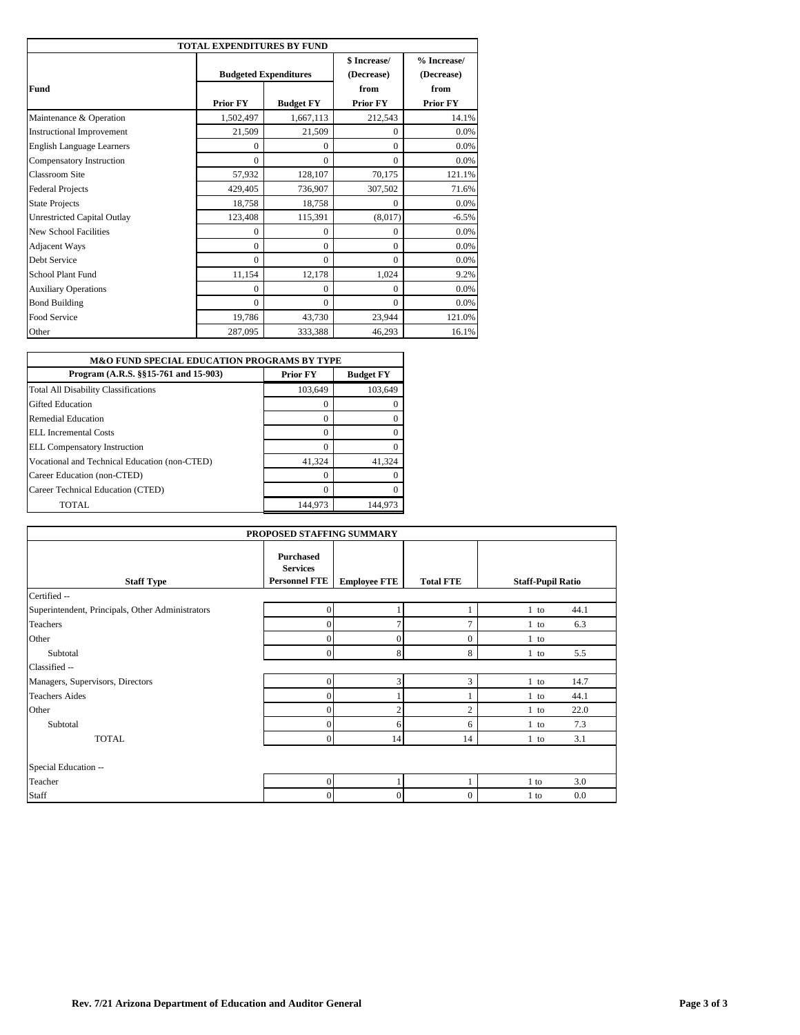| TOTAL EXPENDITURES BY FUND | | | | |
|---|---|---|---|---|
| Fund | Budgeted Expenditures | | \$ Increase/ (Decrease) from | % Increase/ (Decrease) from |
| | Prior FY | Budget FY | Prior FY | Prior FY |
| Maintenance & Operation | 1,502,497 | 1,667,113 | 212,543 | 14.1% |
| Instructional Improvement | 21,509 | 21,509 | 0 | 0.0% |
| English Language Learners | 0 | 0 | 0 | 0.0% |
| Compensatory Instruction | 0 | 0 | 0 | 0.0% |
| Classroom Site | 57,932 | 128,107 | 70,175 | 121.1% |
| Federal Projects | 429,405 | 736,907 | 307,502 | 71.6% |
| State Projects | 18,758 | 18,758 | 0 | 0.0% |
| Unrestricted Capital Outlay | 123,408 | 115,391 | (8,017) | -6.5% |
| New School Facilities | 0 | 0 | 0 | 0.0% |
| Adjacent Ways | 0 | 0 | 0 | 0.0% |
| Debt Service | 0 | 0 | 0 | 0.0% |
| School Plant Fund | 11,154 | 12,178 | 1,024 | 9.2% |
| Auxiliary Operations | 0 | 0 | 0 | 0.0% |
| Bond Building | 0 | 0 | 0 | 0.0% |
| Food Service | 19,786 | 43,730 | 23,944 | 121.0% |
| Other | 287,095 | 333,388 | 46,293 | 16.1% |

| M&O FUND SPECIAL EDUCATION PROGRAMS BY TYPE | | |
|---|---|---|
| Program (A.R.S. §§15-761 and 15-903) | Prior FY | Budget FY |
| Total All Disability Classifications | 103,649 | 103,649 |
| Gifted Education | 0 | 0 |
| Remedial Education | 0 | 0 |
| ELL Incremental Costs | 0 | 0 |
| ELL Compensatory Instruction | 0 | 0 |
| Vocational and Technical Education (non-CTED) | 41,324 | 41,324 |
| Career Education (non-CTED) | 0 | 0 |
| Career Technical Education (CTED) | 0 | 0 |
| TOTAL | 144,973 | 144,973 |

| PROPOSED STAFFING SUMMARY | | | | |
|---|---|---|---|---|
| Staff Type | Purchased Services Personnel FTE | Employee FTE | Total FTE | Staff-Pupil Ratio |
| Certified -- | | | | |
| Superintendent, Principals, Other Administrators | 0 | 1 | 1 | 1 to 44.1 |
| Teachers | 0 | 7 | 7 | 1 to 6.3 |
| Other | 0 | 0 | 0 | 1 to |
| Subtotal | 0 | 8 | 8 | 1 to 5.5 |
| Classified -- | | | | |
| Managers, Supervisors, Directors | 0 | 3 | 3 | 1 to 14.7 |
| Teachers Aides | 0 | 1 | 1 | 1 to 44.1 |
| Other | 0 | 2 | 2 | 1 to 22.0 |
| Subtotal | 0 | 6 | 6 | 1 to 7.3 |
| TOTAL | 0 | 14 | 14 | 1 to 3.1 |
| Special Education -- | | | | |
| Teacher | 0 | 1 | 1 | 1 to 3.0 |
| Staff | 0 | 0 | 0 | 1 to 0.0 |

Rev. 7/21 Arizona Department of Education and Auditor General